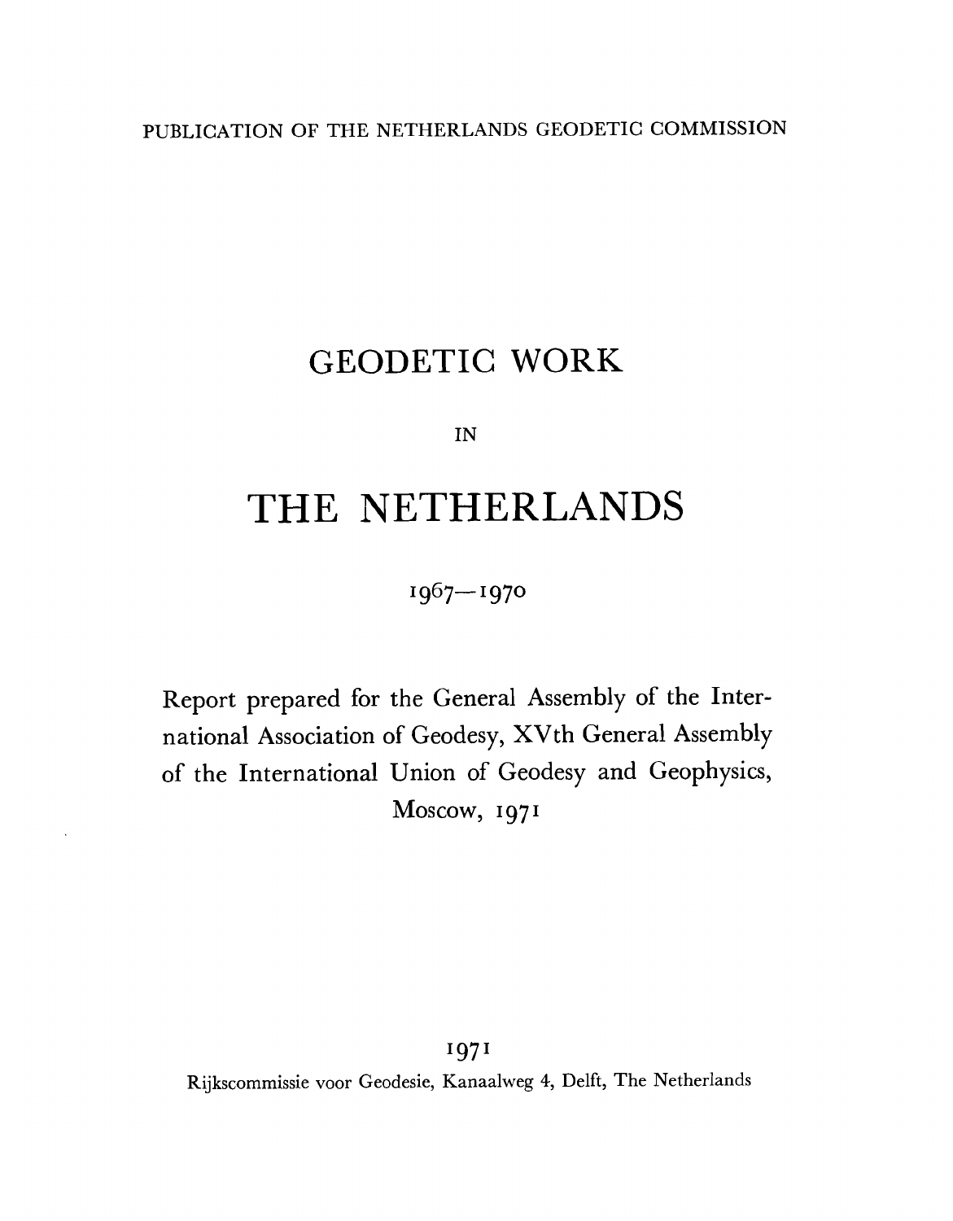PUBLICATION OF THE NETHERLANDS GEODETIC COMMISSION

# GEODETIC WORK

IN

# THE NETHERLANDS

1967—1970

Report prepared for the General Assembly of the International Association of Geodesy, XVth General Assembly of the International Union of Geodesy and Geophysics, Moscow, 1971

1971

Rijkscommissie voor Geodesie, Kanaalweg 4, Delft, The Netherlands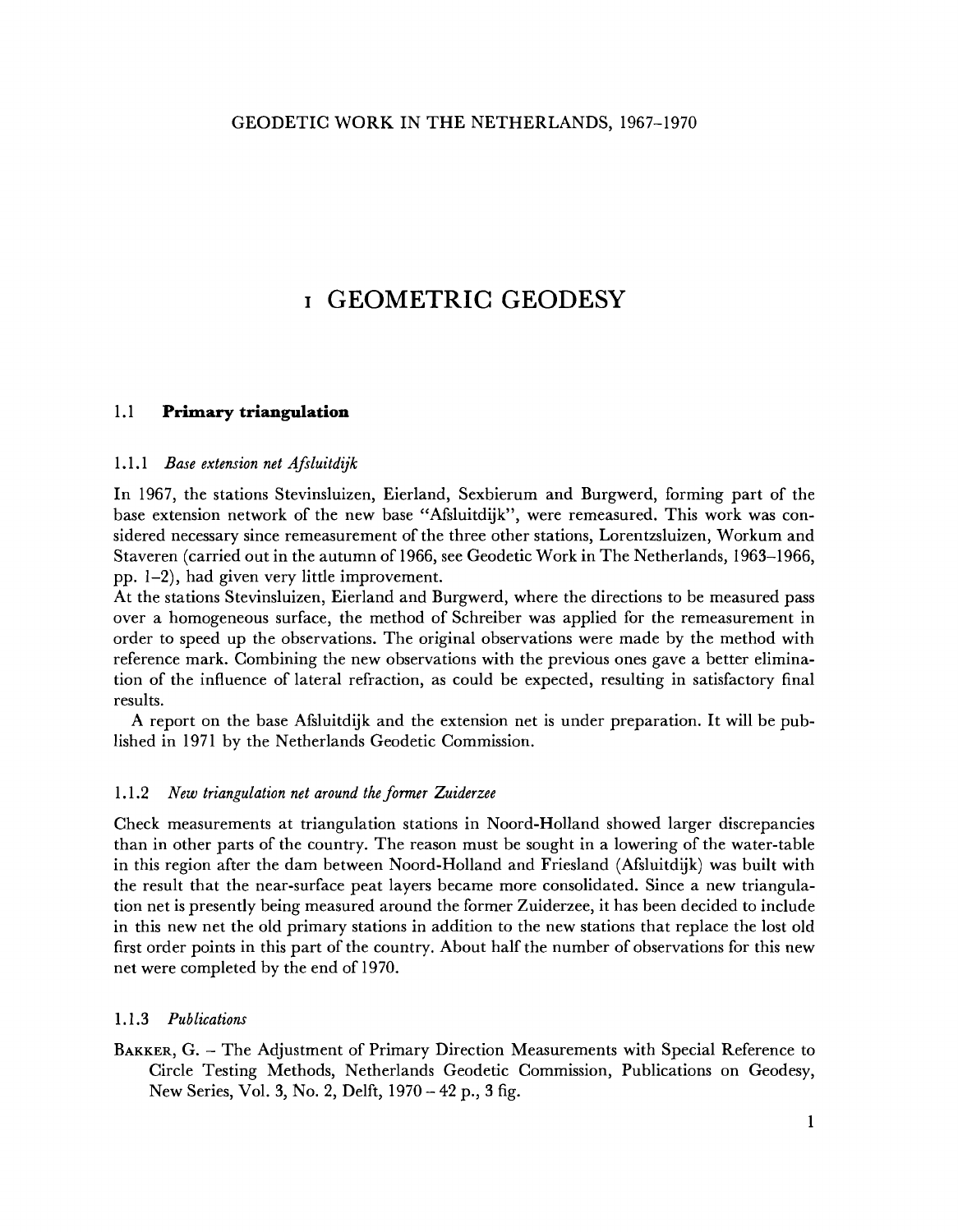# I GEOMETRIC GEODESY

## 1.1 **Primary triangulation**

### 1.1.1 *Base extension net Afsluitdijk*

In 1967, the stations Stevinsluizen, Eierland, Sexbierum and Burgwerd, forming part of the base extension network of the new base "Afsluitdijk", were remeasured. This work was considered necessary since remeasurement of the three other stations, Lorentzsluizen, Workum and Staveren (carried out in the autumn of 1966, see Geodetic Work in The Netherlands, 1963–1966, pp. 1–2), had given very little improvement.

At the stations Stevinsluizen, Eierland and Burgwerd, where the directions to be measured pass over a homogeneous surface, the method of Schreiber was applied for the remeasurement in order to speed up the observations. The original observations were made by the method with reference mark. Combining the new observations with the previous ones gave a better elimination of the influence of lateral refraction, as could be expected, resulting in satisfactory final results.

A report on the base Afsluitdijk and the extension net is under preparation. It will be published in 1971 by the Netherlands Geodetic Commission.

### 1.1.2 *New triangulation net around the former Zuiderzee*

Check measurements at triangulation stations in Noord-Holland showed larger discrepancies than in other parts of the country. The reason must be sought in a lowering of the water-table in this region after the dam between Noord-Holland and Friesland (Afsluitdijk) was built with the result that the near-surface peat layers became more consolidated. Since a new triangulation net is presently being measured around the former Zuiderzee, it has been decided to include in this new net the old primary stations in addition to the new stations that replace the lost old first order points in this part of the country. About half the number of observations for this new net were completed by the end of 1970.

### 1.1.3 *Publications*

BAKKER, G. – The Adjustment of Primary Direction Measurements with Special Reference to Circle Testing Methods, Netherlands Geodetic Commission, Publications on Geodesy, New Series, Vol. 3, No. 2, Delft, 1970 – 42 p., 3 fig.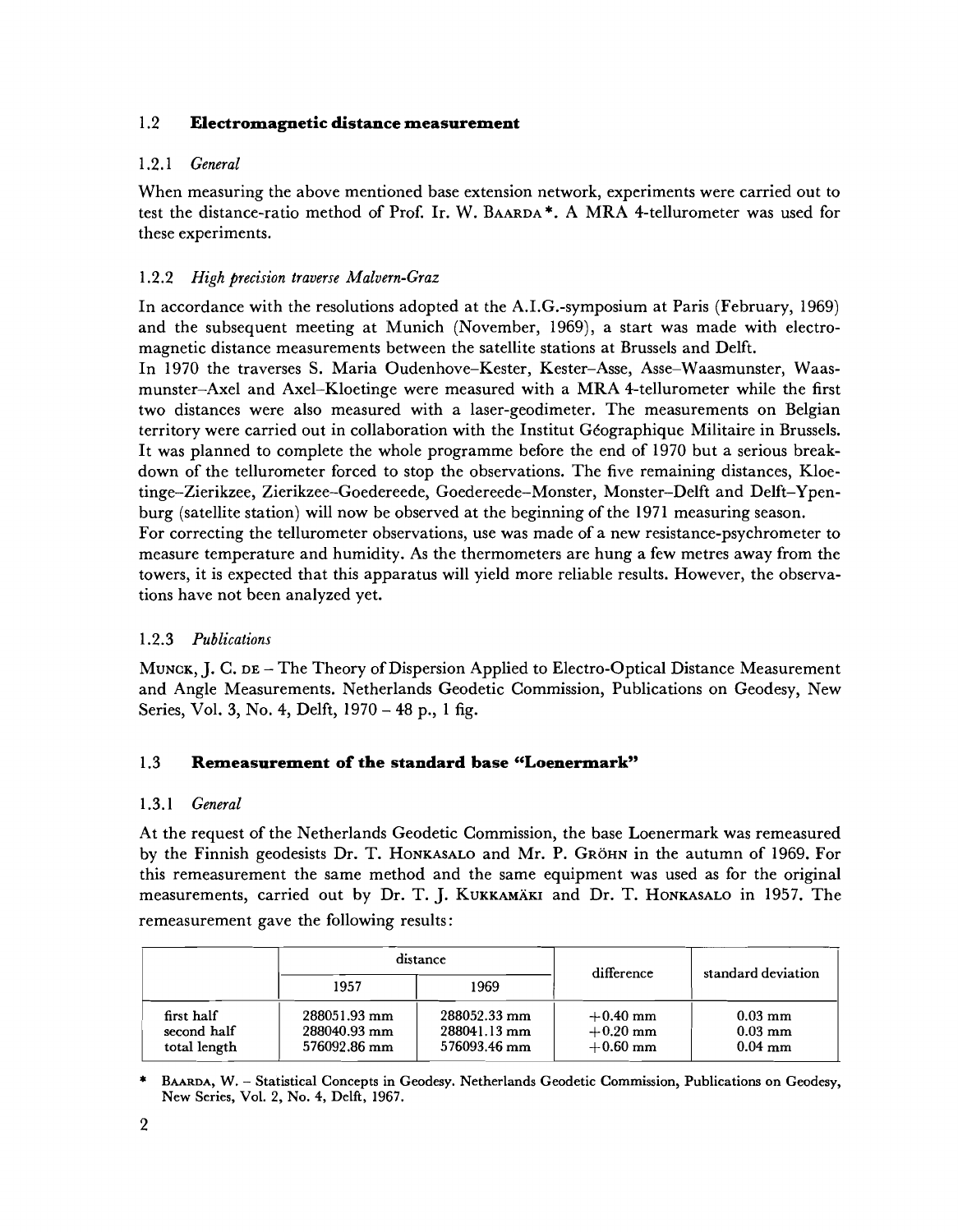## 1.2 **Electromagnetic distance measurement**

### 1.2.1 *General*

When measuring the above mentioned base extension network, experiments were carried out to test the distance-ratio method of Prof. Ir. W. BAARDA*. A MRA 4-tellurometer was used for these experiments.

### 1.2.2 *High precision traverse Malvern-Graz*

In accordance with the resolutions adopted at the A.I.G.-symposium at Paris (February, 1969) and the subsequent meeting at Munich (November, 1969), a start was made with electromagnetic distance measurements between the satellite stations at Brussels and Delft.

In 1970 the traverses S. Maria Oudenhove–Kester, Kester–Asse, Asse–Waasmunster, Waasmunster–Axel and Axel–Kloetinge were measured with a MRA 4-tellurometer while the first two distances were also measured with a laser-geodimeter. The measurements on Belgian territory were carried out in collaboration with the Institut Géographique Militaire in Brussels. It was planned to complete the whole programme before the end of 1970 but a serious breakdown of the tellurometer forced to stop the observations. The five remaining distances, Kloetinge–Zierikzee, Zierikzee–Goedereede, Goedereede–Monster, Monster–Delft and Delft–Ypenburg (satellite station) will now be observed at the beginning of the 1971 measuring season.

For correcting the tellurometer observations, use was made of a new resistance-psychrometer to measure temperature and humidity. As the thermometers are hung a few metres away from the towers, it is expected that this apparatus will yield more reliable results. However, the observations have not been analyzed yet.

### 1.2.3 *Publications*

MUNCK, J. C. DE – The Theory of Dispersion Applied to Electro-Optical Distance Measurement and Angle Measurements. Netherlands Geodetic Commission, Publications on Geodesy, New Series, Vol. 3, No. 4, Delft, 1970 – 48 p., 1 fig.

## 1.3 **Remeasurement of the standard base "Loenermark"**

### 1.3.1 *General*

At the request of the Netherlands Geodetic Commission, the base Loenermark was remeasured by the Finnish geodesists Dr. T. HONKASALO and Mr. P. GRÖHN in the autumn of 1969. For this remeasurement the same method and the same equipment was used as for the original measurements, carried out by Dr. T. J. KUKKAMÄKI and Dr. T. HONKASALO in 1957. The remeasurement gave the following results:

| | distance | | difference | standard deviation |
|---|---|---|---|---|
| | 1957 | 1969 | | |
| first half | 288051.93 mm | 288052.33 mm | +0.40 mm | 0.03 mm |
| second half | 288040.93 mm | 288041.13 mm | +0.20 mm | 0.03 mm |
| total length | 576092.86 mm | 576093.46 mm | +0.60 mm | 0.04 mm |

\* BAARDA, W. – Statistical Concepts in Geodesy. Netherlands Geodetic Commission, Publications on Geodesy, New Series, Vol. 2, No. 4, Delft, 1967.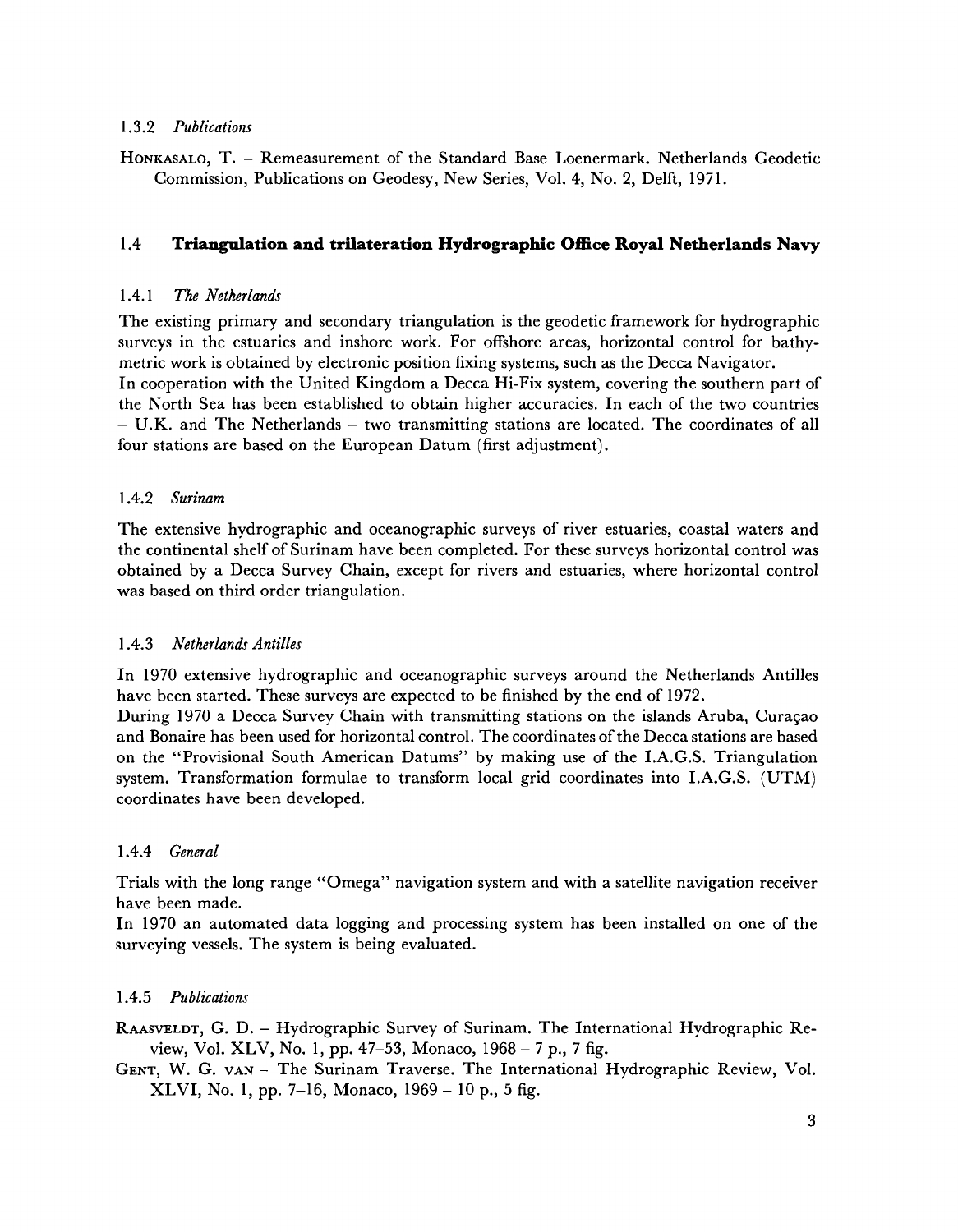### 1.3.2 *Publications*

Honkasalo, T. – Remeasurement of the Standard Base Loenermark. Netherlands Geodetic Commission, Publications on Geodesy, New Series, Vol. 4, No. 2, Delft, 1971.

## 1.4 **Triangulation and trilateration Hydrographic Office Royal Netherlands Navy**

### 1.4.1 *The Netherlands*

The existing primary and secondary triangulation is the geodetic framework for hydrographic surveys in the estuaries and inshore work. For offshore areas, horizontal control for bathymetric work is obtained by electronic position fixing systems, such as the Decca Navigator.

In cooperation with the United Kingdom a Decca Hi-Fix system, covering the southern part of the North Sea has been established to obtain higher accuracies. In each of the two countries – U.K. and The Netherlands – two transmitting stations are located. The coordinates of all four stations are based on the European Datum (first adjustment).

### 1.4.2 *Surinam*

The extensive hydrographic and oceanographic surveys of river estuaries, coastal waters and the continental shelf of Surinam have been completed. For these surveys horizontal control was obtained by a Decca Survey Chain, except for rivers and estuaries, where horizontal control was based on third order triangulation.

### 1.4.3 *Netherlands Antilles*

In 1970 extensive hydrographic and oceanographic surveys around the Netherlands Antilles have been started. These surveys are expected to be finished by the end of 1972.

During 1970 a Decca Survey Chain with transmitting stations on the islands Aruba, Curaçao and Bonaire has been used for horizontal control. The coordinates of the Decca stations are based on the "Provisional South American Datums" by making use of the I.A.G.S. Triangulation system. Transformation formulae to transform local grid coordinates into I.A.G.S. (UTM) coordinates have been developed.

### 1.4.4 *General*

Trials with the long range "Omega" navigation system and with a satellite navigation receiver have been made.

In 1970 an automated data logging and processing system has been installed on one of the surveying vessels. The system is being evaluated.

### 1.4.5 *Publications*

Raasveldt, G. D. – Hydrographic Survey of Surinam. The International Hydrographic Review, Vol. XLV, No. 1, pp. 47–53, Monaco, 1968 – 7 p., 7 fig.

Gent, W. G. van – The Surinam Traverse. The International Hydrographic Review, Vol. XLVI, No. 1, pp. 7–16, Monaco, 1969 – 10 p., 5 fig.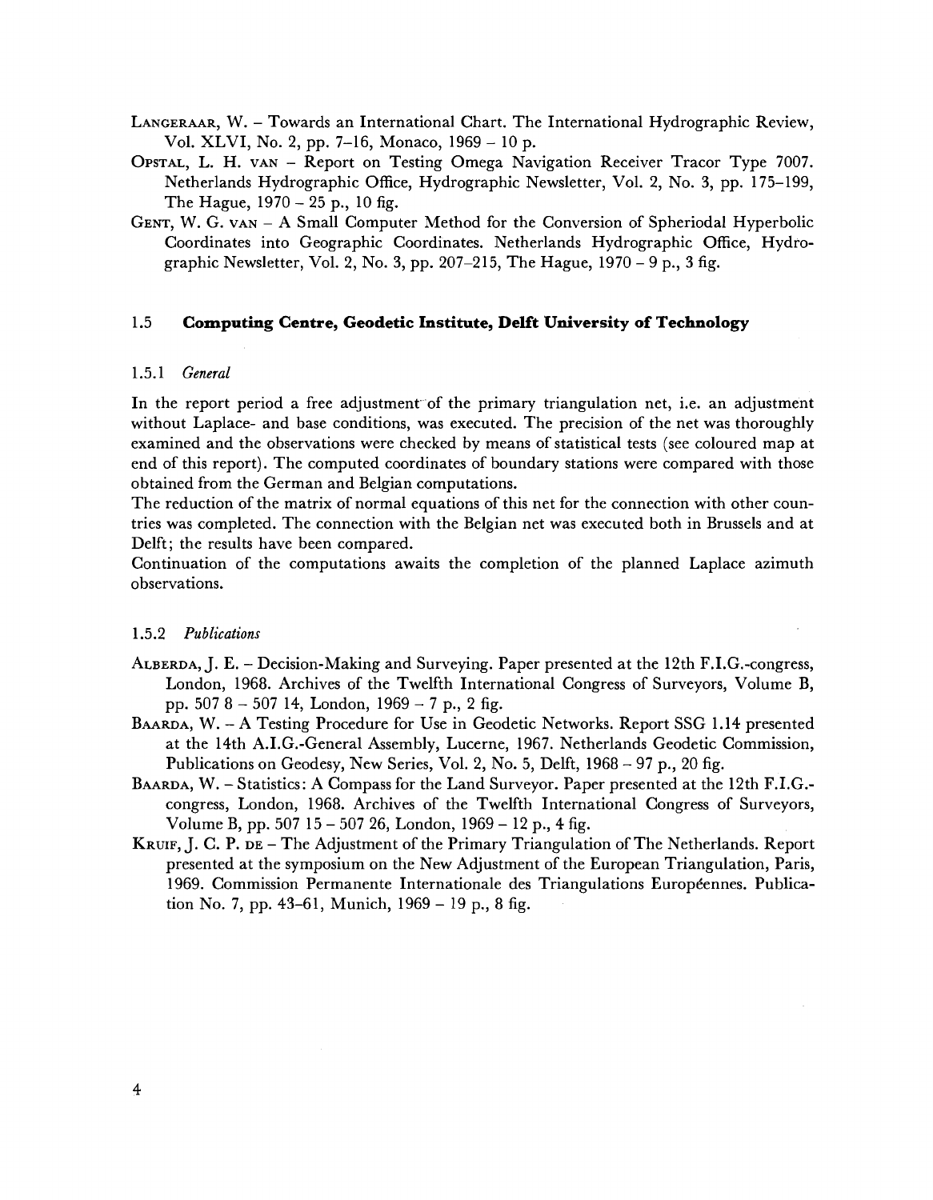LANGERAAR, W. – Towards an International Chart. The International Hydrographic Review, Vol. XLVI, No. 2, pp. 7–16, Monaco, 1969 – 10 p.

OPSTAL, L. H. VAN – Report on Testing Omega Navigation Receiver Tracor Type 7007. Netherlands Hydrographic Office, Hydrographic Newsletter, Vol. 2, No. 3, pp. 175–199, The Hague, 1970 – 25 p., 10 fig.

GENT, W. G. VAN – A Small Computer Method for the Conversion of Spheriodal Hyperbolic Coordinates into Geographic Coordinates. Netherlands Hydrographic Office, Hydrographic Newsletter, Vol. 2, No. 3, pp. 207–215, The Hague, 1970 – 9 p., 3 fig.

## 1.5 Computing Centre, Geodetic Institute, Delft University of Technology

### 1.5.1 *General*

In the report period a free adjustment of the primary triangulation net, i.e. an adjustment without Laplace- and base conditions, was executed. The precision of the net was thoroughly examined and the observations were checked by means of statistical tests (see coloured map at end of this report). The computed coordinates of boundary stations were compared with those obtained from the German and Belgian computations.

The reduction of the matrix of normal equations of this net for the connection with other countries was completed. The connection with the Belgian net was executed both in Brussels and at Delft; the results have been compared.

Continuation of the computations awaits the completion of the planned Laplace azimuth observations.

### 1.5.2 *Publications*

ALBERDA, J. E. – Decision-Making and Surveying. Paper presented at the 12th F.I.G.-congress, London, 1968. Archives of the Twelfth International Congress of Surveyors, Volume B, pp. 507 8 – 507 14, London, 1969 – 7 p., 2 fig.

BAARDA, W. – A Testing Procedure for Use in Geodetic Networks. Report SSG 1.14 presented at the 14th A.I.G.-General Assembly, Lucerne, 1967. Netherlands Geodetic Commission, Publications on Geodesy, New Series, Vol. 2, No. 5, Delft, 1968 – 97 p., 20 fig.

BAARDA, W. – Statistics: A Compass for the Land Surveyor. Paper presented at the 12th F.I.G.-congress, London, 1968. Archives of the Twelfth International Congress of Surveyors, Volume B, pp. 507 15 – 507 26, London, 1969 – 12 p., 4 fig.

KRUIF, J. C. P. DE – The Adjustment of the Primary Triangulation of The Netherlands. Report presented at the symposium on the New Adjustment of the European Triangulation, Paris, 1969. Commission Permanente Internationale des Triangulations Européennes. Publication No. 7, pp. 43–61, Munich, 1969 – 19 p., 8 fig.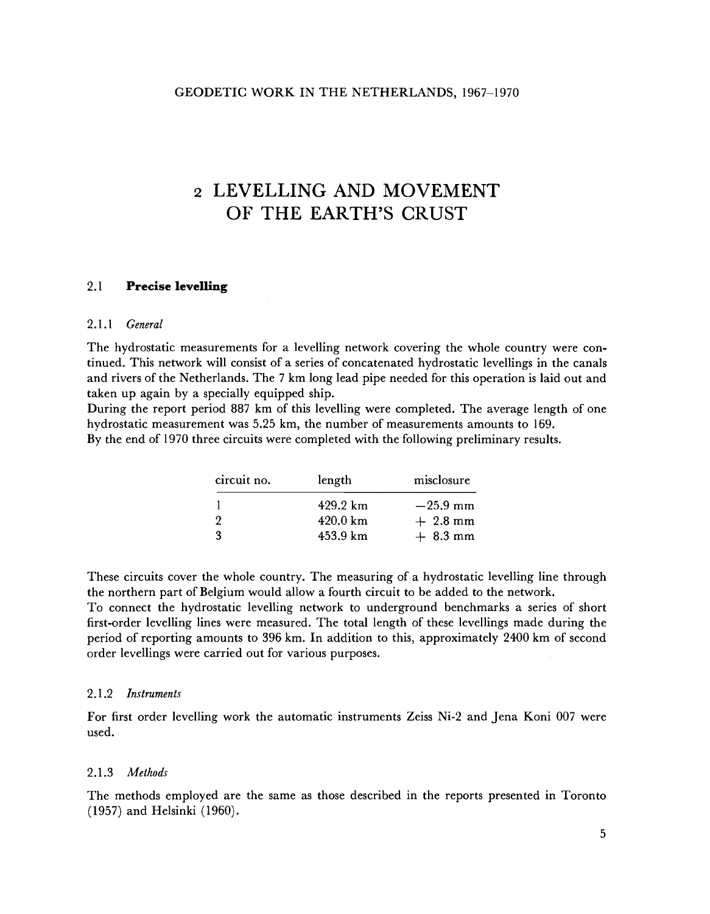# 2 LEVELLING AND MOVEMENT OF THE EARTH'S CRUST

## 2.1 **Precise levelling**

### 2.1.1 *General*

The hydrostatic measurements for a levelling network covering the whole country were continued. This network will consist of a series of concatenated hydrostatic levellings in the canals and rivers of the Netherlands. The 7 km long lead pipe needed for this operation is laid out and taken up again by a specially equipped ship.
During the report period 887 km of this levelling were completed. The average length of one hydrostatic measurement was 5.25 km, the number of measurements amounts to 169.
By the end of 1970 three circuits were completed with the following preliminary results.

| circuit no. | length | misclosure |
|---|---|---|
| 1 | 429.2 km | −25.9 mm |
| 2 | 420.0 km | + 2.8 mm |
| 3 | 453.9 km | + 8.3 mm |

These circuits cover the whole country. The measuring of a hydrostatic levelling line through the northern part of Belgium would allow a fourth circuit to be added to the network.
To connect the hydrostatic levelling network to underground benchmarks a series of short first-order levelling lines were measured. The total length of these levellings made during the period of reporting amounts to 396 km. In addition to this, approximately 2400 km of second order levellings were carried out for various purposes.

### 2.1.2 *Instruments*

For first order levelling work the automatic instruments Zeiss Ni-2 and Jena Koni 007 were used.

### 2.1.3 *Methods*

The methods employed are the same as those described in the reports presented in Toronto (1957) and Helsinki (1960).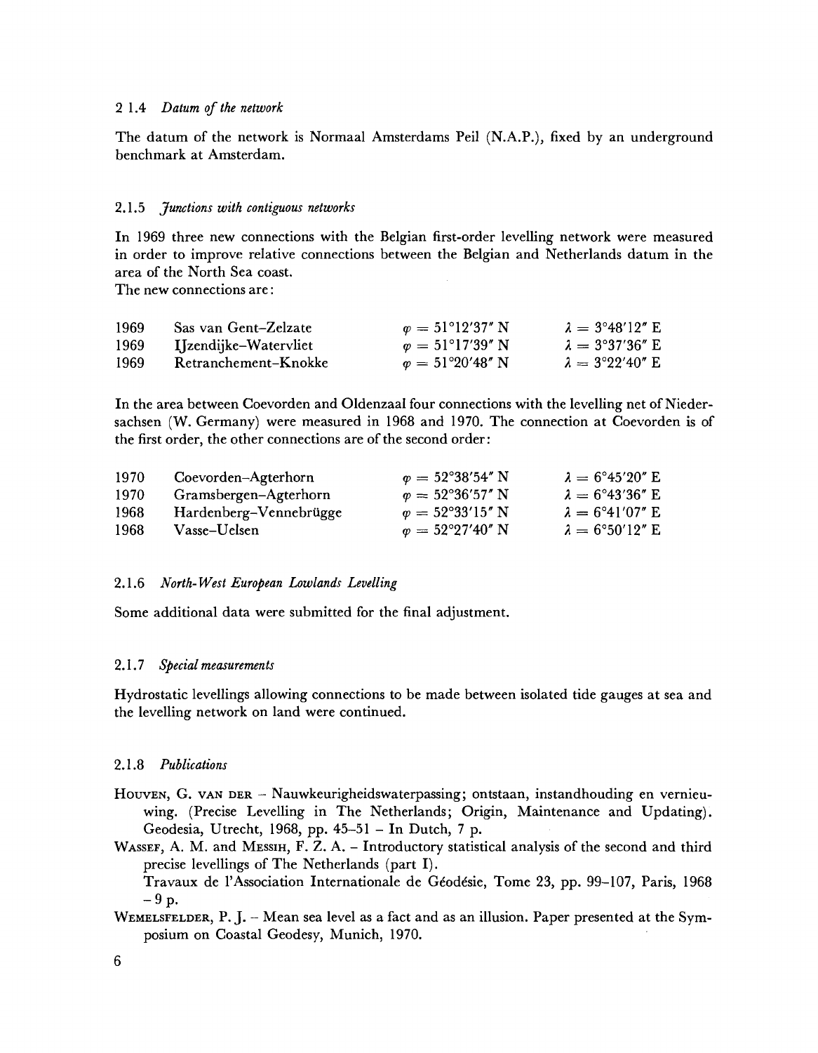### 2 1.4 *Datum of the network*

The datum of the network is Normaal Amsterdams Peil (N.A.P.), fixed by an underground benchmark at Amsterdam.

### 2.1.5 *Junctions with contiguous networks*

In 1969 three new connections with the Belgian first-order levelling network were measured in order to improve relative connections between the Belgian and Netherlands datum in the area of the North Sea coast.
The new connections are:

| | | | |
|---|---|---|---|
| 1969 | Sas van Gent–Zelzate | $\varphi = 51°12'37''$ N | $\lambda = 3°48'12''$ E |
| 1969 | IJzendijke–Watervliet | $\varphi = 51°17'39''$ N | $\lambda = 3°37'36''$ E |
| 1969 | Retranchement–Knokke | $\varphi = 51°20'48''$ N | $\lambda = 3°22'40''$ E |

In the area between Coevorden and Oldenzaal four connections with the levelling net of Niedersachsen (W. Germany) were measured in 1968 and 1970. The connection at Coevorden is of the first order, the other connections are of the second order:

| | | | |
|---|---|---|---|
| 1970 | Coevorden–Agterhorn | $\varphi = 52°38'54''$ N | $\lambda = 6°45'20''$ E |
| 1970 | Gramsbergen–Agterhorn | $\varphi = 52°36'57''$ N | $\lambda = 6°43'36''$ E |
| 1968 | Hardenberg–Vennebrügge | $\varphi = 52°33'15''$ N | $\lambda = 6°41'07''$ E |
| 1968 | Vasse–Uelsen | $\varphi = 52°27'40''$ N | $\lambda = 6°50'12''$ E |

### 2.1.6 *North-West European Lowlands Levelling*

Some additional data were submitted for the final adjustment.

### 2.1.7 *Special measurements*

Hydrostatic levellings allowing connections to be made between isolated tide gauges at sea and the levelling network on land were continued.

### 2.1.8 *Publications*

HOUVEN, G. VAN DER – Nauwkeurigheidswaterpassing; ontstaan, instandhouding en vernieuwing. (Precise Levelling in The Netherlands; Origin, Maintenance and Updating). Geodesia, Utrecht, 1968, pp. 45–51 – In Dutch, 7 p.

WASSEF, A. M. and MESSIH, F. Z. A. – Introductory statistical analysis of the second and third precise levellings of The Netherlands (part I).
Travaux de l'Association Internationale de Géodésie, Tome 23, pp. 99–107, Paris, 1968 – 9 p.

WEMELSFELDER, P. J. – Mean sea level as a fact and as an illusion. Paper presented at the Symposium on Coastal Geodesy, Munich, 1970.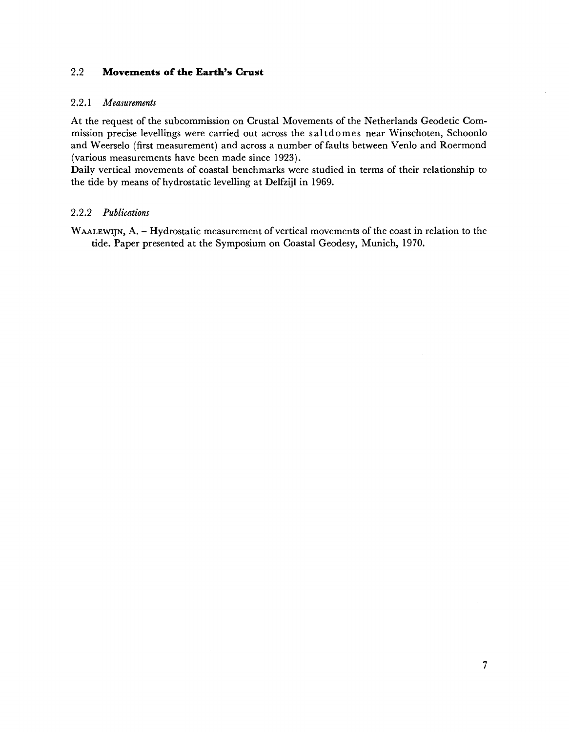## 2.2 **Movements of the Earth's Crust**

### 2.2.1 *Measurements*

At the request of the subcommission on Crustal Movements of the Netherlands Geodetic Commission precise levellings were carried out across the saltdomes near Winschoten, Schoonlo and Weerselo (first measurement) and across a number of faults between Venlo and Roermond (various measurements have been made since 1923).

Daily vertical movements of coastal benchmarks were studied in terms of their relationship to the tide by means of hydrostatic levelling at Delfzijl in 1969.

### 2.2.2 *Publications*

WAALEWIJN, A. – Hydrostatic measurement of vertical movements of the coast in relation to the tide. Paper presented at the Symposium on Coastal Geodesy, Munich, 1970.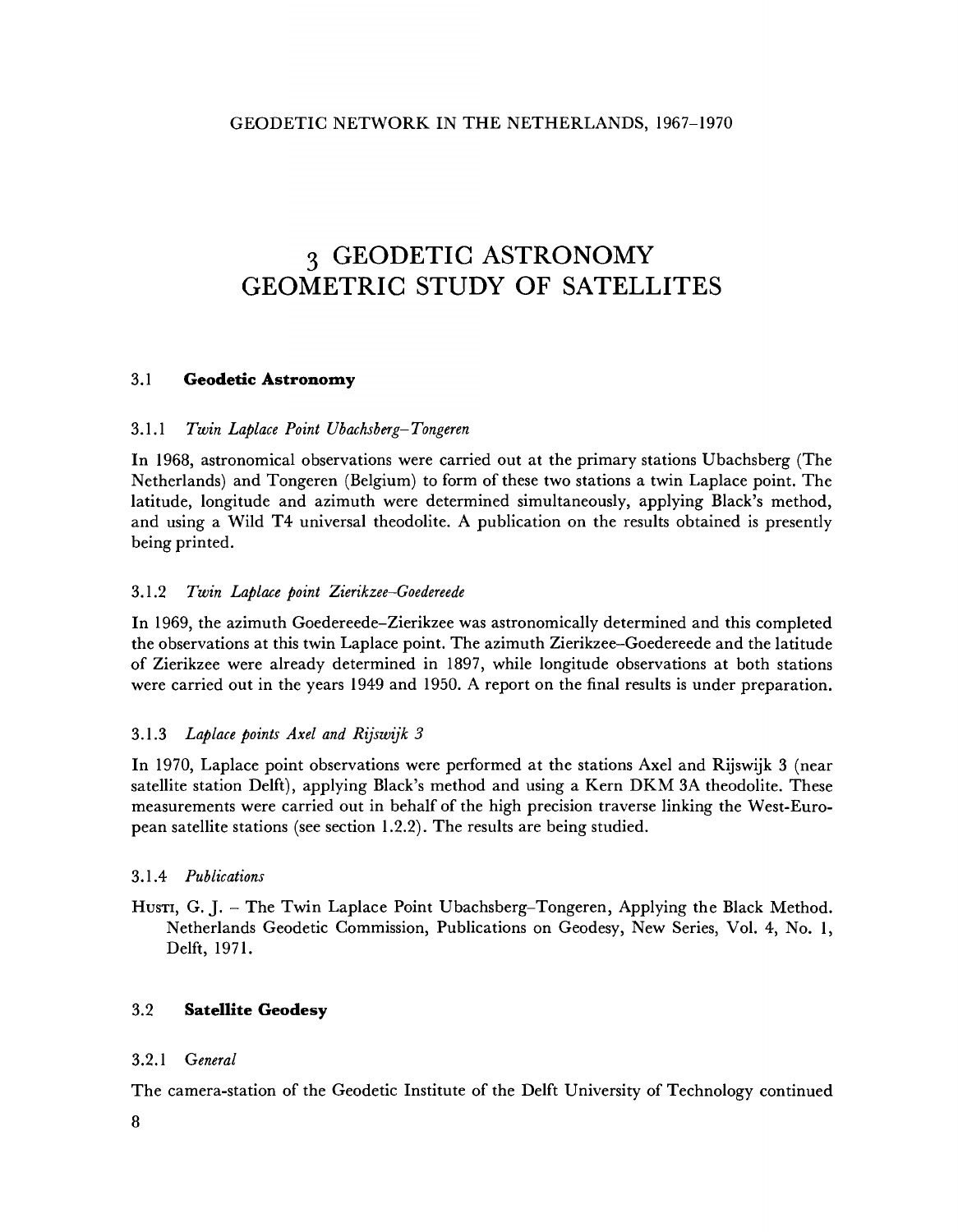# 3 GEODETIC ASTRONOMY GEOMETRIC STUDY OF SATELLITES

## 3.1 Geodetic Astronomy

### 3.1.1 *Twin Laplace Point Ubachsberg–Tongeren*

In 1968, astronomical observations were carried out at the primary stations Ubachsberg (The Netherlands) and Tongeren (Belgium) to form of these two stations a twin Laplace point. The latitude, longitude and azimuth were determined simultaneously, applying Black's method, and using a Wild T4 universal theodolite. A publication on the results obtained is presently being printed.

### 3.1.2 *Twin Laplace point Zierikzee–Goedereede*

In 1969, the azimuth Goedereede–Zierikzee was astronomically determined and this completed the observations at this twin Laplace point. The azimuth Zierikzee–Goedereede and the latitude of Zierikzee were already determined in 1897, while longitude observations at both stations were carried out in the years 1949 and 1950. A report on the final results is under preparation.

### 3.1.3 *Laplace points Axel and Rijswijk 3*

In 1970, Laplace point observations were performed at the stations Axel and Rijswijk 3 (near satellite station Delft), applying Black's method and using a Kern DKM 3A theodolite. These measurements were carried out in behalf of the high precision traverse linking the West-European satellite stations (see section 1.2.2). The results are being studied.

### 3.1.4 *Publications*

HUSTI, G. J. – The Twin Laplace Point Ubachsberg–Tongeren, Applying the Black Method. Netherlands Geodetic Commission, Publications on Geodesy, New Series, Vol. 4, No. 1, Delft, 1971.

## 3.2 Satellite Geodesy

### 3.2.1 *General*

The camera-station of the Geodetic Institute of the Delft University of Technology continued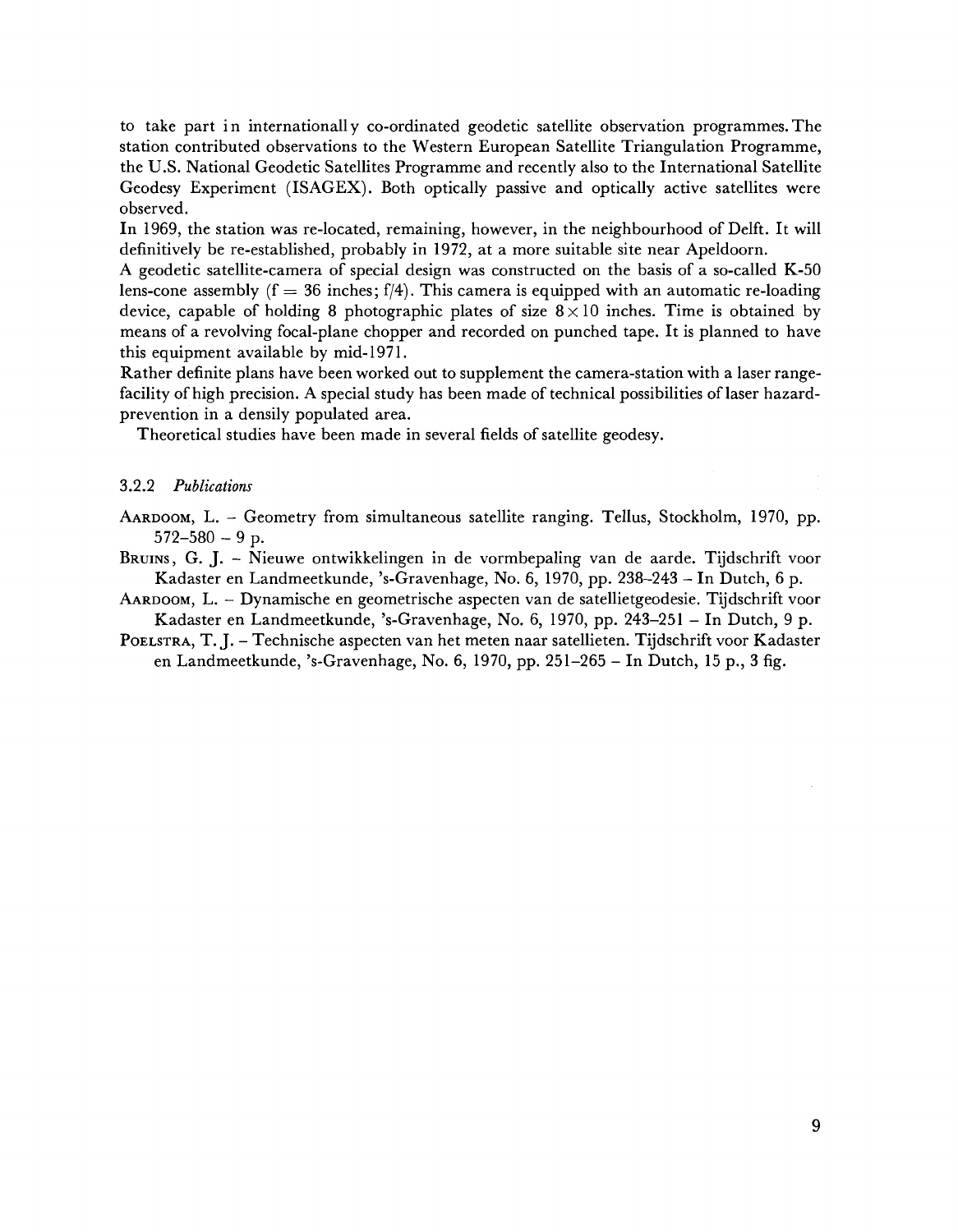to take part in internationally co-ordinated geodetic satellite observation programmes. The station contributed observations to the Western European Satellite Triangulation Programme, the U.S. National Geodetic Satellites Programme and recently also to the International Satellite Geodesy Experiment (ISAGEX). Both optically passive and optically active satellites were observed.

In 1969, the station was re-located, remaining, however, in the neighbourhood of Delft. It will definitively be re-established, probably in 1972, at a more suitable site near Apeldoorn.

A geodetic satellite-camera of special design was constructed on the basis of a so-called K-50 lens-cone assembly (f = 36 inches; f/4). This camera is equipped with an automatic re-loading device, capable of holding 8 photographic plates of size $8 \times 10$ inches. Time is obtained by means of a revolving focal-plane chopper and recorded on punched tape. It is planned to have this equipment available by mid-1971.

Rather definite plans have been worked out to supplement the camera-station with a laser range-facility of high precision. A special study has been made of technical possibilities of laser hazard-prevention in a densily populated area.

Theoretical studies have been made in several fields of satellite geodesy.

### 3.2.2 *Publications*

AARDOOM, L. – Geometry from simultaneous satellite ranging. Tellus, Stockholm, 1970, pp. 572–580 – 9 p.

BRUINS, G. J. – Nieuwe ontwikkelingen in de vormbepaling van de aarde. Tijdschrift voor Kadaster en Landmeetkunde, 's-Gravenhage, No. 6, 1970, pp. 238–243 – In Dutch, 6 p.

AARDOOM, L. – Dynamische en geometrische aspecten van de satellietgeodesie. Tijdschrift voor Kadaster en Landmeetkunde, 's-Gravenhage, No. 6, 1970, pp. 243–251 – In Dutch, 9 p.

POELSTRA, T. J. – Technische aspecten van het meten naar satellieten. Tijdschrift voor Kadaster en Landmeetkunde, 's-Gravenhage, No. 6, 1970, pp. 251–265 – In Dutch, 15 p., 3 fig.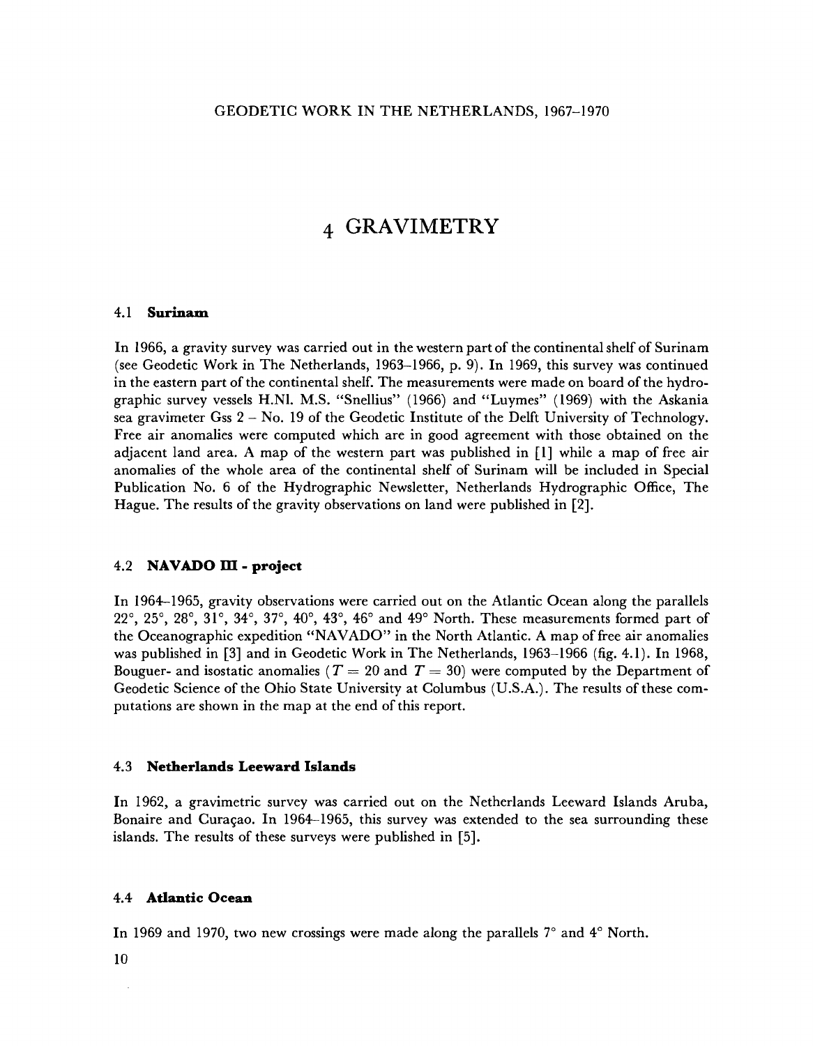# 4 GRAVIMETRY

## 4.1 **Surinam**

In 1966, a gravity survey was carried out in the western part of the continental shelf of Surinam (see Geodetic Work in The Netherlands, 1963–1966, p. 9). In 1969, this survey was continued in the eastern part of the continental shelf. The measurements were made on board of the hydrographic survey vessels H.Nl. M.S. "Snellius" (1966) and "Luymes" (1969) with the Askania sea gravimeter Gss 2 – No. 19 of the Geodetic Institute of the Delft University of Technology. Free air anomalies were computed which are in good agreement with those obtained on the adjacent land area. A map of the western part was published in [1] while a map of free air anomalies of the whole area of the continental shelf of Surinam will be included in Special Publication No. 6 of the Hydrographic Newsletter, Netherlands Hydrographic Office, The Hague. The results of the gravity observations on land were published in [2].

## 4.2 **NAVADO III - project**

In 1964–1965, gravity observations were carried out on the Atlantic Ocean along the parallels 22°, 25°, 28°, 31°, 34°, 37°, 40°, 43°, 46° and 49° North. These measurements formed part of the Oceanographic expedition "NAVADO" in the North Atlantic. A map of free air anomalies was published in [3] and in Geodetic Work in The Netherlands, 1963–1966 (fig. 4.1). In 1968, Bouguer- and isostatic anomalies ($T = 20$ and $T = 30$) were computed by the Department of Geodetic Science of the Ohio State University at Columbus (U.S.A.). The results of these computations are shown in the map at the end of this report.

## 4.3 **Netherlands Leeward Islands**

In 1962, a gravimetric survey was carried out on the Netherlands Leeward Islands Aruba, Bonaire and Curaçao. In 1964–1965, this survey was extended to the sea surrounding these islands. The results of these surveys were published in [5].

## 4.4 **Atlantic Ocean**

In 1969 and 1970, two new crossings were made along the parallels 7° and 4° North.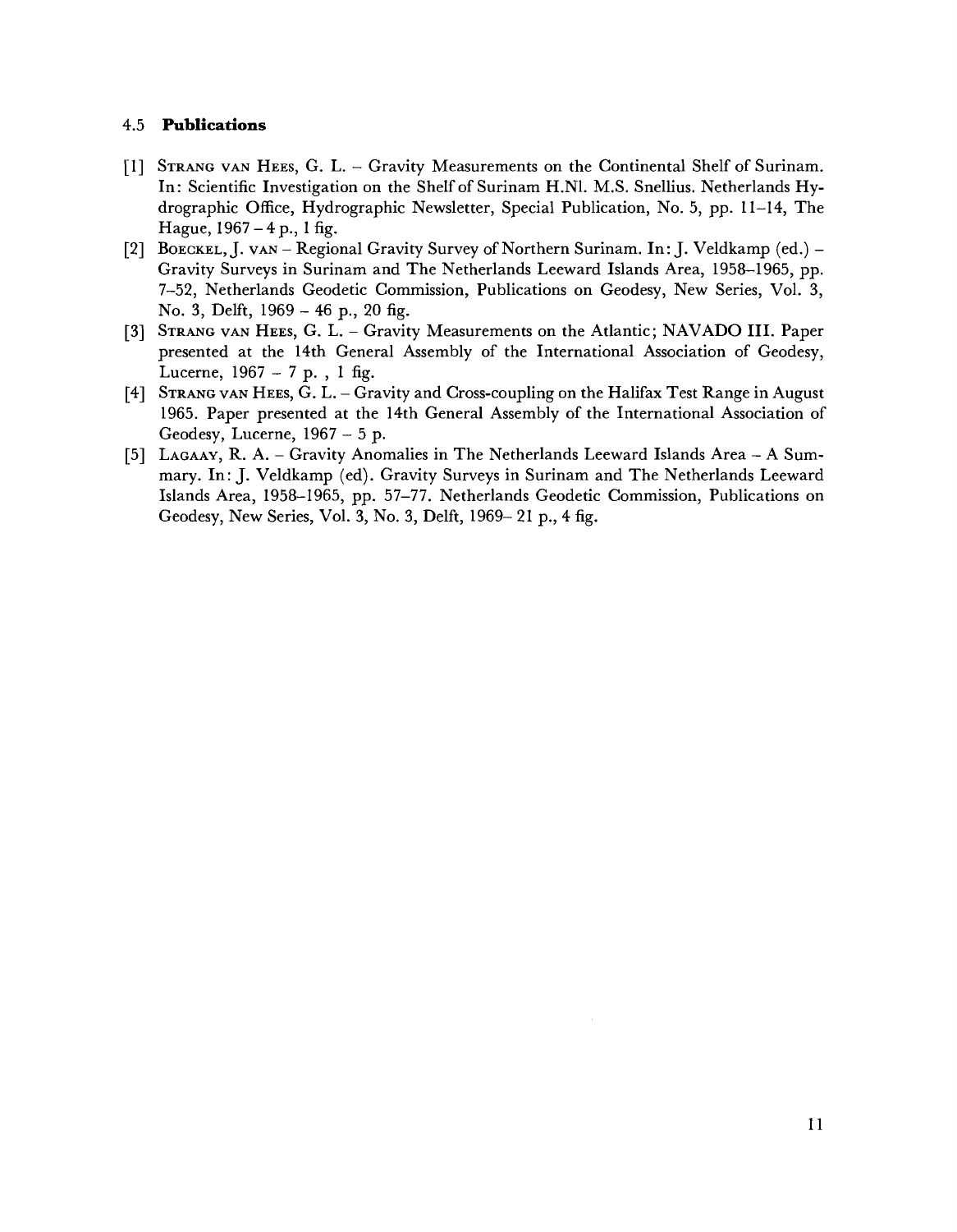### 4.5 **Publications**

[1] STRANG VAN HEES, G. L. – Gravity Measurements on the Continental Shelf of Surinam. In: Scientific Investigation on the Shelf of Surinam H.Nl. M.S. Snellius. Netherlands Hydrographic Office, Hydrographic Newsletter, Special Publication, No. 5, pp. 11–14, The Hague, 1967 – 4 p., 1 fig.

[2] BOECKEL, J. VAN – Regional Gravity Survey of Northern Surinam. In: J. Veldkamp (ed.) – Gravity Surveys in Surinam and The Netherlands Leeward Islands Area, 1958–1965, pp. 7–52, Netherlands Geodetic Commission, Publications on Geodesy, New Series, Vol. 3, No. 3, Delft, 1969 – 46 p., 20 fig.

[3] STRANG VAN HEES, G. L. – Gravity Measurements on the Atlantic; NAVADO III. Paper presented at the 14th General Assembly of the International Association of Geodesy, Lucerne, 1967 – 7 p. , 1 fig.

[4] STRANG VAN HEES, G. L. – Gravity and Cross-coupling on the Halifax Test Range in August 1965. Paper presented at the 14th General Assembly of the International Association of Geodesy, Lucerne, 1967 – 5 p.

[5] LAGAAY, R. A. – Gravity Anomalies in The Netherlands Leeward Islands Area – A Summary. In: J. Veldkamp (ed). Gravity Surveys in Surinam and The Netherlands Leeward Islands Area, 1958–1965, pp. 57–77. Netherlands Geodetic Commission, Publications on Geodesy, New Series, Vol. 3, No. 3, Delft, 1969– 21 p., 4 fig.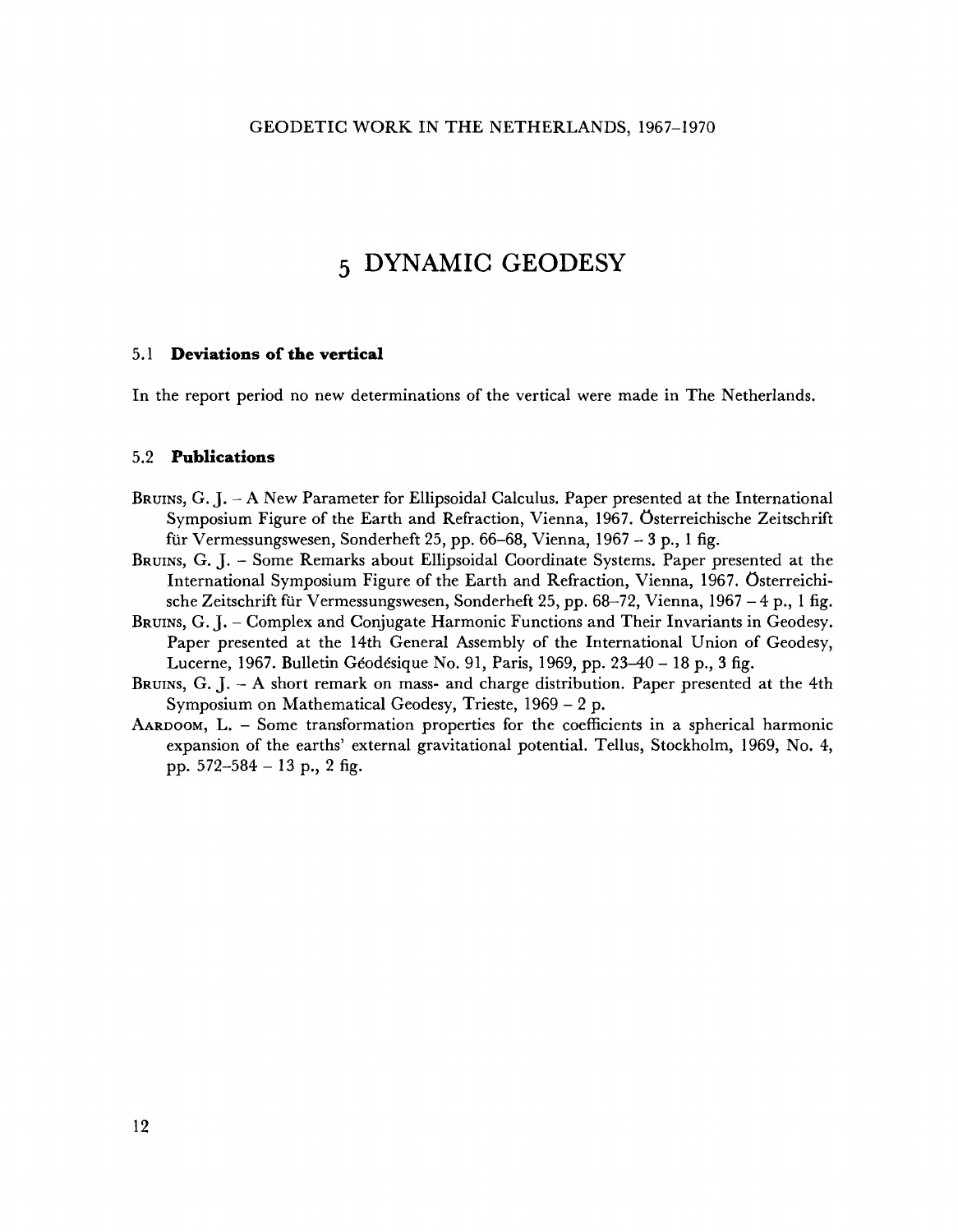# 5 DYNAMIC GEODESY

## 5.1 **Deviations of the vertical**

In the report period no new determinations of the vertical were made in The Netherlands.

## 5.2 **Publications**

- BRUINS, G. J. – A New Parameter for Ellipsoidal Calculus. Paper presented at the International Symposium Figure of the Earth and Refraction, Vienna, 1967. Österreichische Zeitschrift für Vermessungswesen, Sonderheft 25, pp. 66–68, Vienna, 1967 – 3 p., 1 fig.
- BRUINS, G. J. – Some Remarks about Ellipsoidal Coordinate Systems. Paper presented at the International Symposium Figure of the Earth and Refraction, Vienna, 1967. Österreichische Zeitschrift für Vermessungswesen, Sonderheft 25, pp. 68–72, Vienna, 1967 – 4 p., 1 fig.
- BRUINS, G. J. – Complex and Conjugate Harmonic Functions and Their Invariants in Geodesy. Paper presented at the 14th General Assembly of the International Union of Geodesy, Lucerne, 1967. Bulletin Géodésique No. 91, Paris, 1969, pp. 23–40 – 18 p., 3 fig.
- BRUINS, G. J. – A short remark on mass- and charge distribution. Paper presented at the 4th Symposium on Mathematical Geodesy, Trieste, 1969 – 2 p.
- AARDOOM, L. – Some transformation properties for the coefficients in a spherical harmonic expansion of the earths' external gravitational potential. Tellus, Stockholm, 1969, No. 4, pp. 572–584 – 13 p., 2 fig.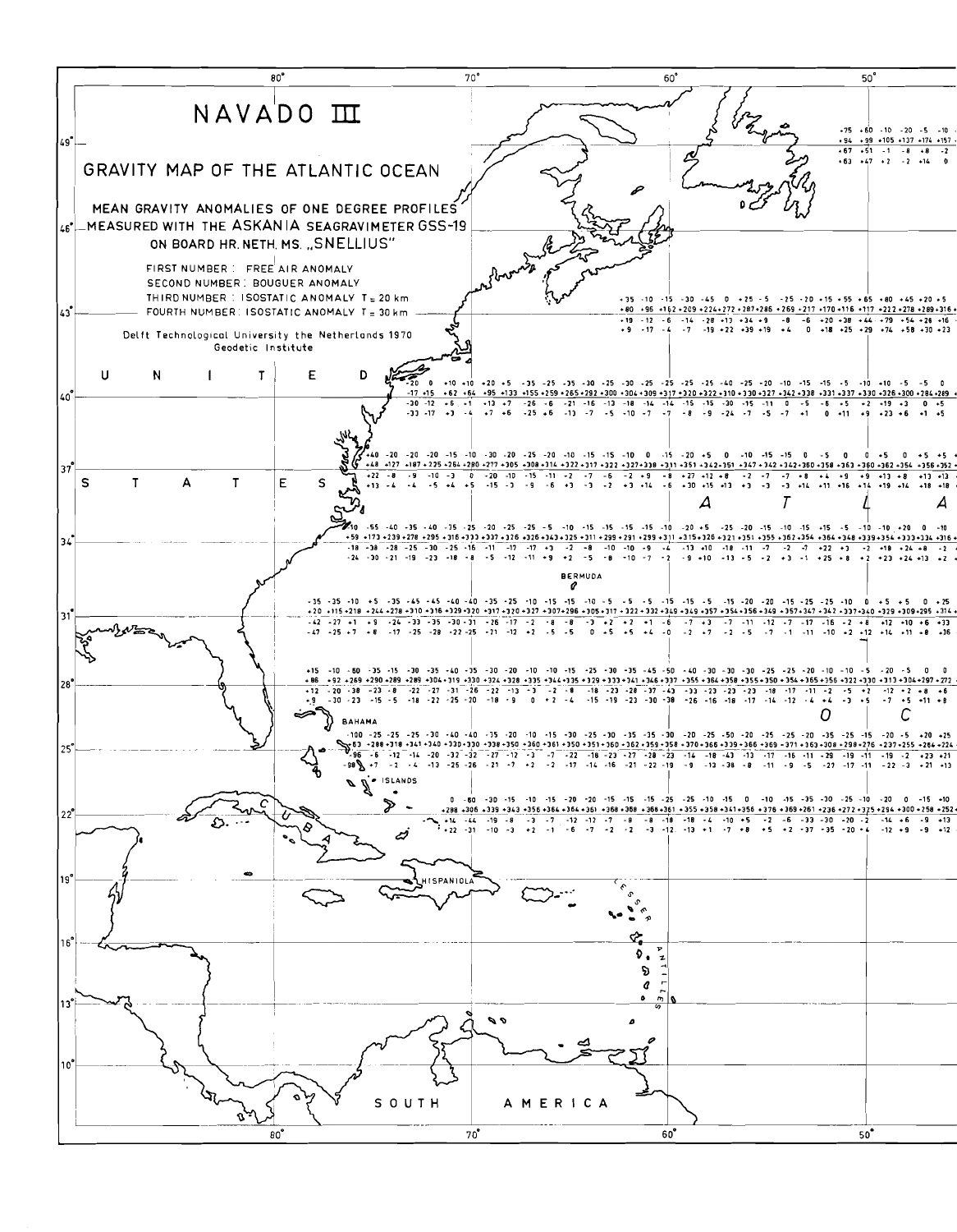# NAVADO III

## GRAVITY MAP OF THE ATLANTIC OCEAN

MEAN GRAVITY ANOMALIES OF ONE DEGREE PROFILES MEASURED WITH THE ASKANIA SEAGRAVIMETER GSS-19 ON BOARD HR. NETH. MS. „SNELLIUS"

FIRST NUMBER : FREE AIR ANOMALY

SECOND NUMBER : BOUGUER ANOMALY

THIRD NUMBER : ISOSTATIC ANOMALY T = 20 km

FOURTH NUMBER : ISOSTATIC ANOMALY T = 30 km

Delft Technological University the Netherlands 1970
Geodetic Institute

UNITED STATES

ATLANTIC OCEAN

BERMUDA

BAHAMA ISLANDS

CUBA

HISPANIOLA

LESSER ANTILLES

SOUTH AMERICA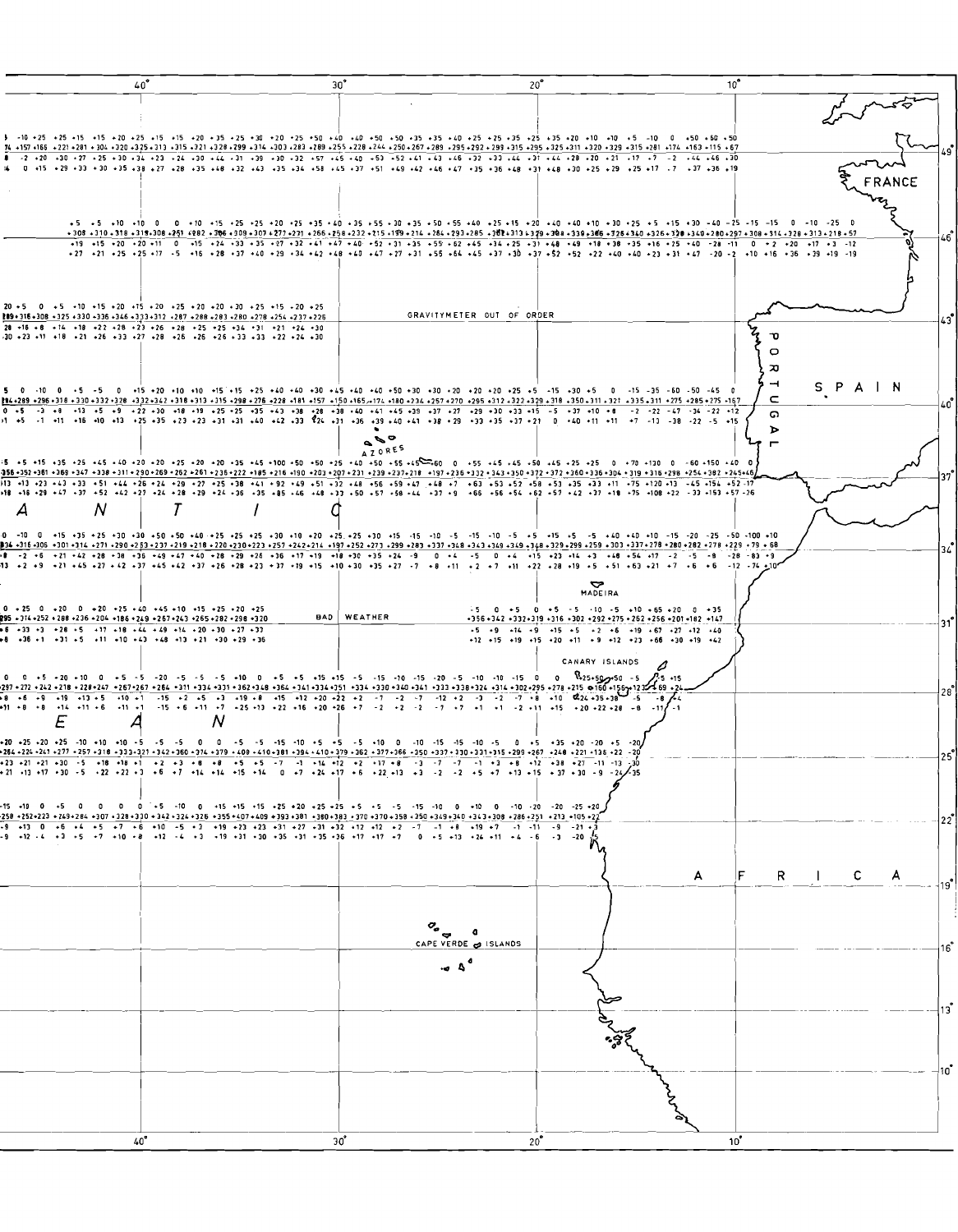40° 30° 20° 10°

FRANCE

49°

46°

GRAVITYMETER OUT OF ORDER

43°

PORTUGAL

SPAIN

40°

AZORES

37°

A N T I C

34°

MADEIRA

BAD WEATHER

31°

CANARY ISLANDS

28°

E A N

25°

22°

AFRICA

19°

CAPE VERDE ISLANDS

16°

13°

10°

40° 30° 20° 10°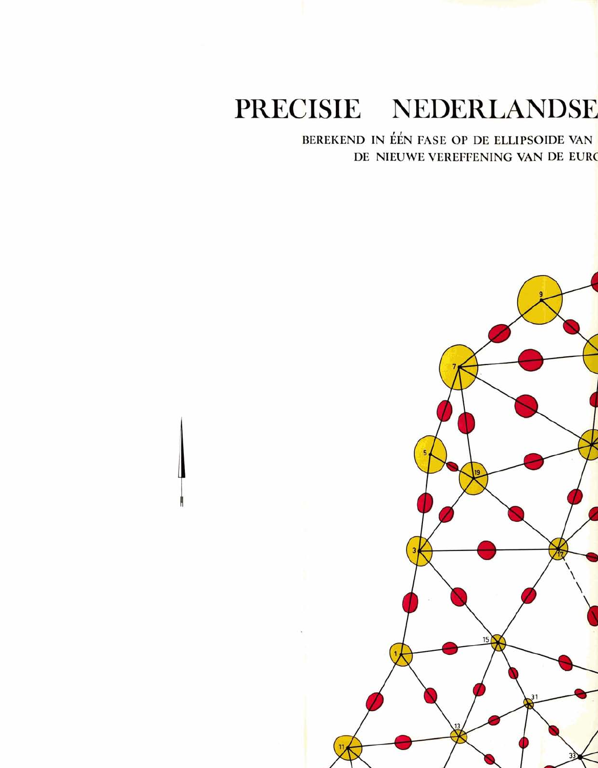# PRECISIE NEDERLANDSE

BEREKEND IN ÉÉN FASE OP DE ELLIPSOIDE VAN
DE NIEUWE VEREFFENING VAN DE EURC

9

7

5

19

3

17

15

1

31

13

11

33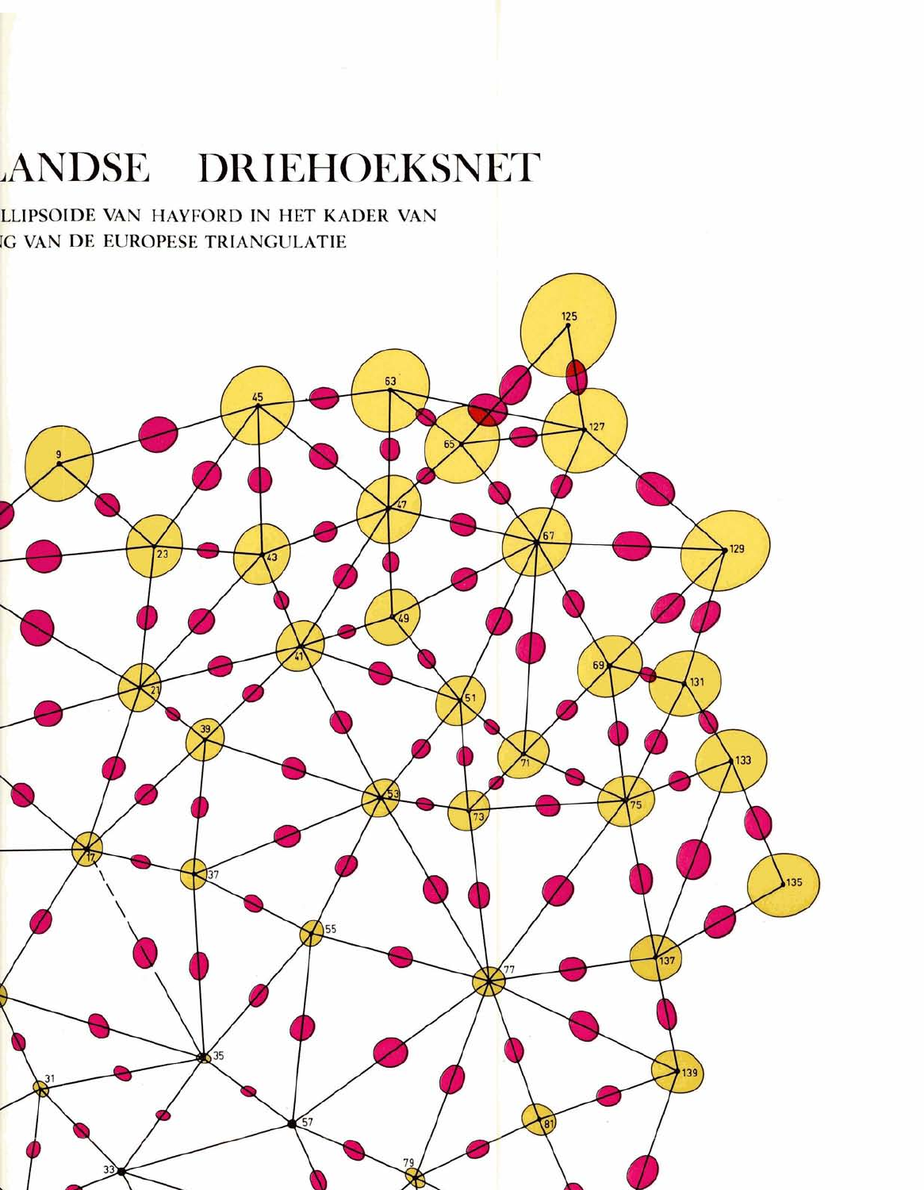# LANDSE DRIEHOEKSNET

LLIPSOIDE VAN HAYFORD IN HET KADER VAN
G VAN DE EUROPESE TRIANGULATIE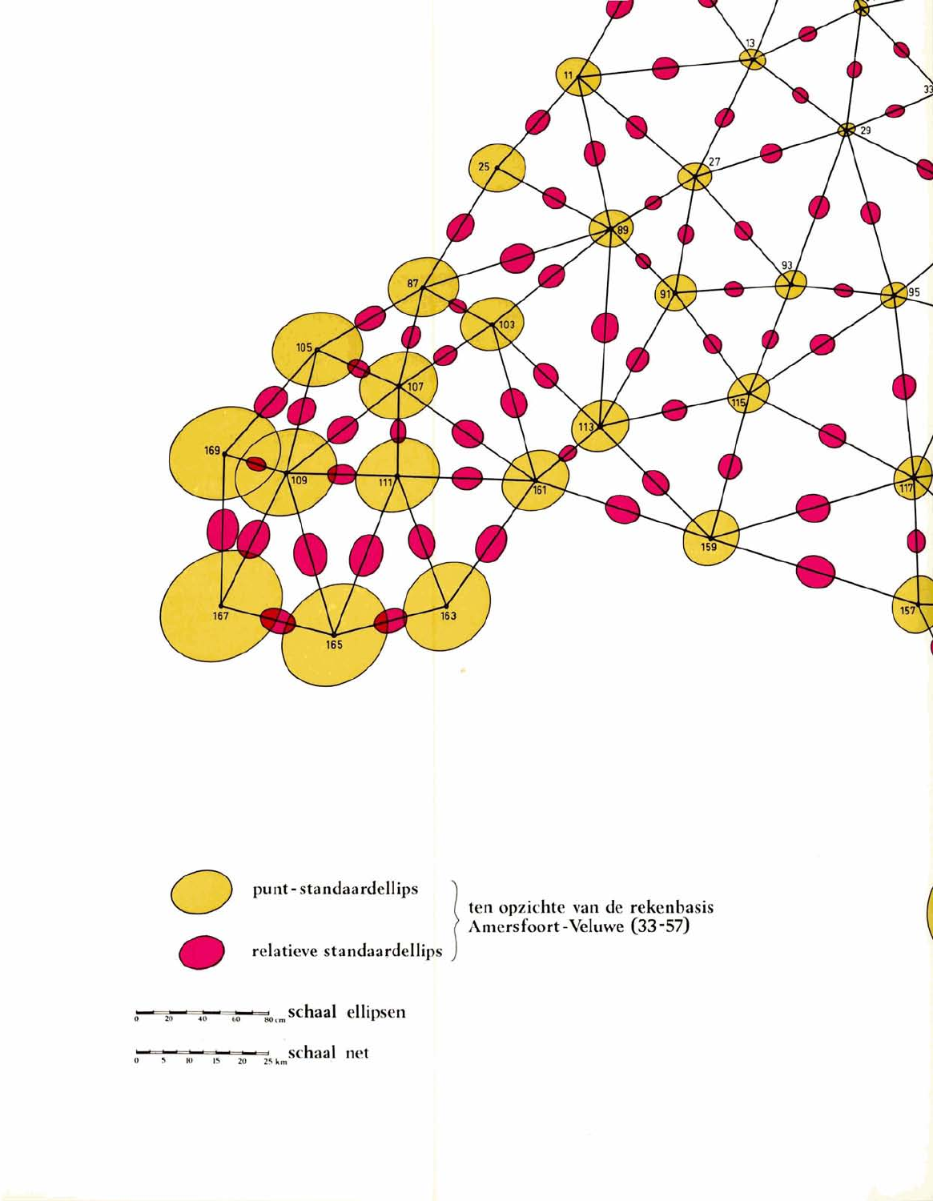punt-standaardellips

relatieve standaardellips

ten opzichte van de rekenbasis Amersfoort-Veluwe (33-57)

schaal ellipsen (0 20 40 60 80 cm)

schaal net (0 5 10 15 20 25 km)